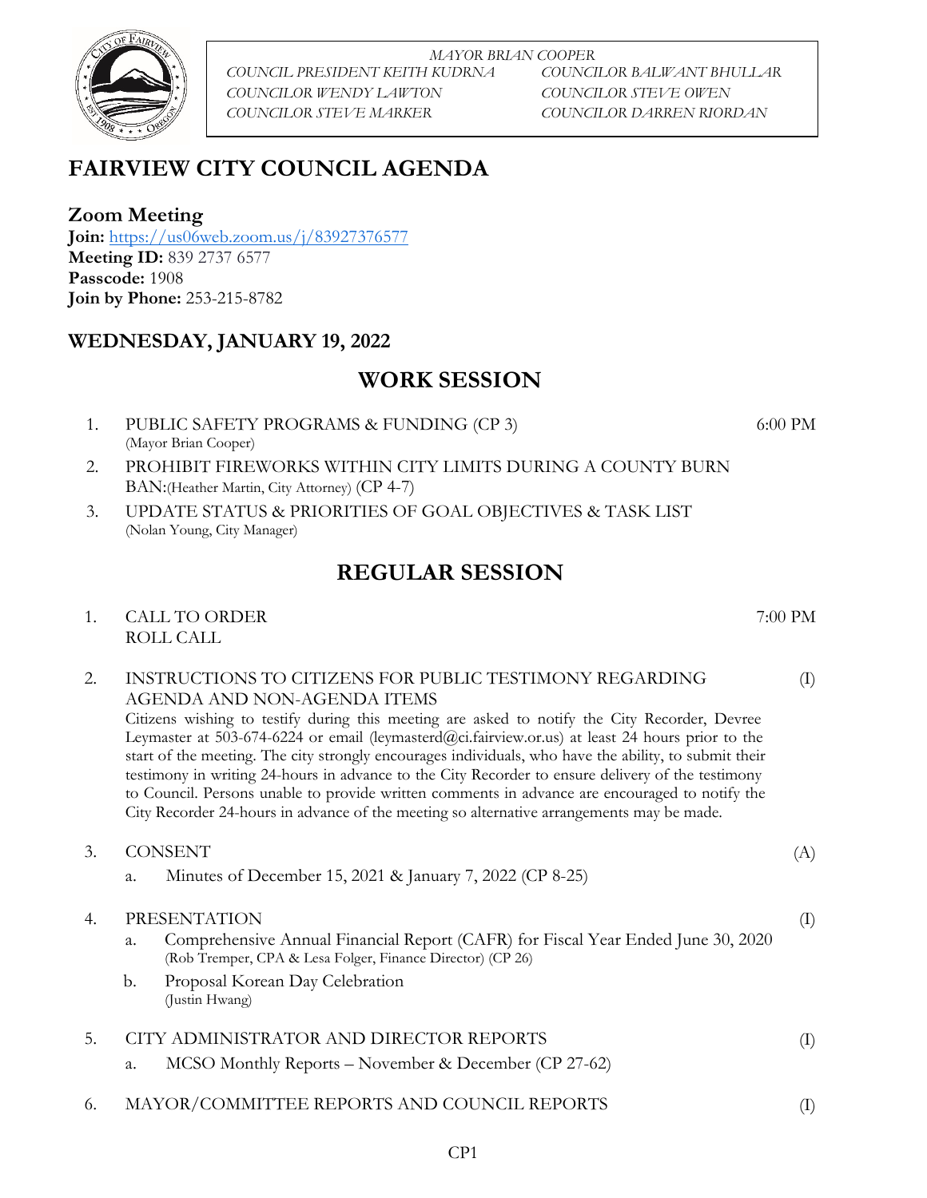*MAYOR BRIAN COOPER*

*COUNCIL PRESIDENT KEITH KUDRNA* — *COUNCILOR BALWANT BHULLAR*
*COUNCILOR WENDY LAWTON* — *COUNCILOR STEVE OWEN*
*COUNCILOR STEVE MARKER* — *COUNCILOR DARREN RIORDAN*

# FAIRVIEW CITY COUNCIL AGENDA

## Zoom Meeting

**Join:** https://us06web.zoom.us/j/83927376577
**Meeting ID:** 839 2737 6577
**Passcode:** 1908
**Join by Phone:** 253-215-8782

## WEDNESDAY, JANUARY 19, 2022

## WORK SESSION

1. PUBLIC SAFETY PROGRAMS & FUNDING (CP 3) — 6:00 PM
   (Mayor Brian Cooper)
2. PROHIBIT FIREWORKS WITHIN CITY LIMITS DURING A COUNTY BURN BAN:(Heather Martin, City Attorney) (CP 4-7)
3. UPDATE STATUS & PRIORITIES OF GOAL OBJECTIVES & TASK LIST
   (Nolan Young, City Manager)

## REGULAR SESSION

1. CALL TO ORDER — 7:00 PM
   ROLL CALL

2. INSTRUCTIONS TO CITIZENS FOR PUBLIC TESTIMONY REGARDING AGENDA AND NON-AGENDA ITEMS — (I)
   Citizens wishing to testify during this meeting are asked to notify the City Recorder, Devree Leymaster at 503-674-6224 or email (leymasterd@ci.fairview.or.us) at least 24 hours prior to the start of the meeting. The city strongly encourages individuals, who have the ability, to submit their testimony in writing 24-hours in advance to the City Recorder to ensure delivery of the testimony to Council. Persons unable to provide written comments in advance are encouraged to notify the City Recorder 24-hours in advance of the meeting so alternative arrangements may be made.

3. CONSENT — (A)
   a. Minutes of December 15, 2021 & January 7, 2022 (CP 8-25)

4. PRESENTATION — (I)
   a. Comprehensive Annual Financial Report (CAFR) for Fiscal Year Ended June 30, 2020
      (Rob Tremper, CPA & Lesa Folger, Finance Director) (CP 26)
   b. Proposal Korean Day Celebration
      (Justin Hwang)

5. CITY ADMINISTRATOR AND DIRECTOR REPORTS — (I)
   a. MCSO Monthly Reports – November & December (CP 27-62)

6. MAYOR/COMMITTEE REPORTS AND COUNCIL REPORTS — (I)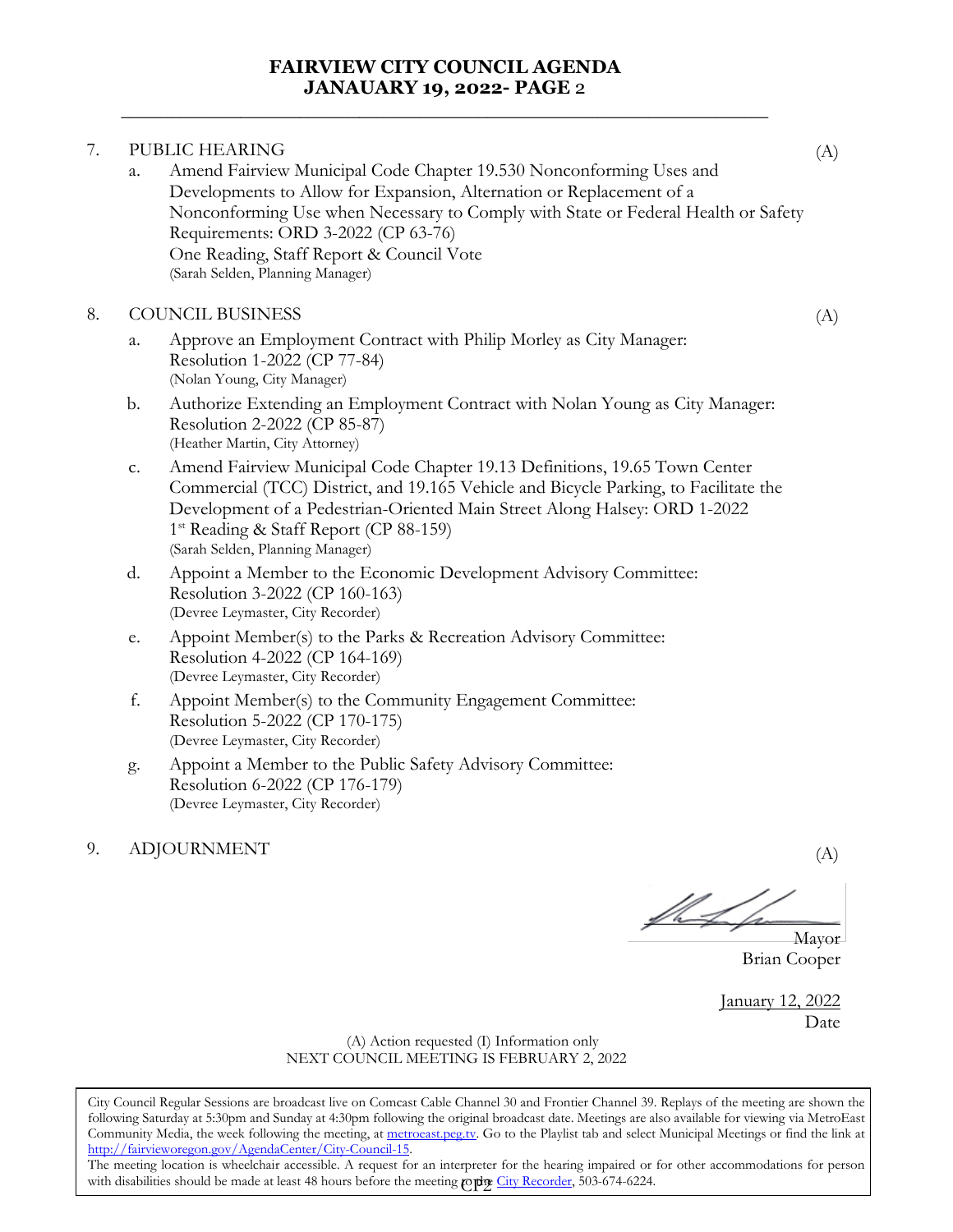7. PUBLIC HEARING (A)

   a. Amend Fairview Municipal Code Chapter 19.530 Nonconforming Uses and Developments to Allow for Expansion, Alternation or Replacement of a Nonconforming Use when Necessary to Comply with State or Federal Health or Safety Requirements: ORD 3-2022 (CP 63-76)
      One Reading, Staff Report & Council Vote
      (Sarah Selden, Planning Manager)

8. COUNCIL BUSINESS (A)

   a. Approve an Employment Contract with Philip Morley as City Manager: Resolution 1-2022 (CP 77-84)
      (Nolan Young, City Manager)

   b. Authorize Extending an Employment Contract with Nolan Young as City Manager: Resolution 2-2022 (CP 85-87)
      (Heather Martin, City Attorney)

   c. Amend Fairview Municipal Code Chapter 19.13 Definitions, 19.65 Town Center Commercial (TCC) District, and 19.165 Vehicle and Bicycle Parking, to Facilitate the Development of a Pedestrian-Oriented Main Street Along Halsey: ORD 1-2022
      1st Reading & Staff Report (CP 88-159)
      (Sarah Selden, Planning Manager)

   d. Appoint a Member to the Economic Development Advisory Committee: Resolution 3-2022 (CP 160-163)
      (Devree Leymaster, City Recorder)

   e. Appoint Member(s) to the Parks & Recreation Advisory Committee: Resolution 4-2022 (CP 164-169)
      (Devree Leymaster, City Recorder)

   f. Appoint Member(s) to the Community Engagement Committee: Resolution 5-2022 (CP 170-175)
      (Devree Leymaster, City Recorder)

   g. Appoint a Member to the Public Safety Advisory Committee: Resolution 6-2022 (CP 176-179)
      (Devree Leymaster, City Recorder)

9. ADJOURNMENT (A)

Mayor
Brian Cooper

January 12, 2022
Date

(A) Action requested (I) Information only
NEXT COUNCIL MEETING IS FEBRUARY 2, 2022

City Council Regular Sessions are broadcast live on Comcast Cable Channel 30 and Frontier Channel 39. Replays of the meeting are shown the following Saturday at 5:30pm and Sunday at 4:30pm following the original broadcast date. Meetings are also available for viewing via MetroEast Community Media, the week following the meeting, at metroeast.peg.tv. Go to the Playlist tab and select Municipal Meetings or find the link at http://fairvieworegon.gov/AgendaCenter/City-Council-15.
The meeting location is wheelchair accessible. A request for an interpreter for the hearing impaired or for other accommodations for person with disabilities should be made at least 48 hours before the meeting to the City Recorder, 503-674-6224.